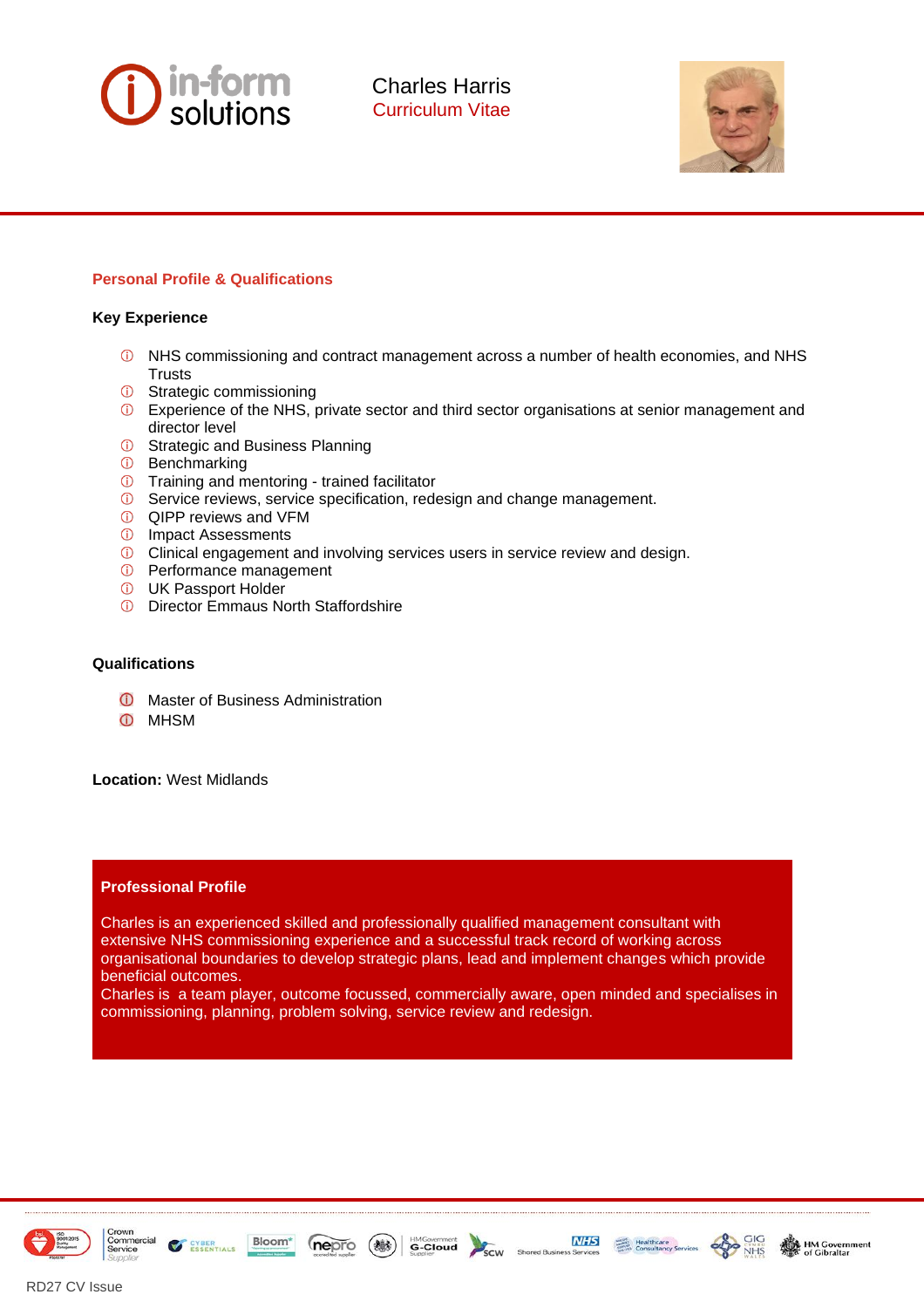# Charles Harris

Curriculum Vitae

## Personal Profile & Qualifications

### Key Experience

- NHS commissioning and contract management across a number of health economies, and NHS Trusts
- Strategic commissioning
- Experience of the NHS, private sector and third sector organisations at senior management and director level
- Strategic and Business Planning
- Benchmarking
- Training and mentoring - trained facilitator
- Service reviews, service specification, redesign and change management.
- QIPP reviews and VFM
- Impact Assessments
- Clinical engagement and involving services users in service review and design.
- Performance management
- UK Passport Holder
- Director Emmaus North Staffordshire

### Qualifications

- Master of Business Administration
- MHSM

**Location:** West Midlands

### Professional Profile

Charles is an experienced skilled and professionally qualified management consultant with extensive NHS commissioning experience and a successful track record of working across organisational boundaries to develop strategic plans, lead and implement changes which provide beneficial outcomes.

Charles is a team player, outcome focussed, commercially aware, open minded and specialises in commissioning, planning, problem solving, service review and redesign.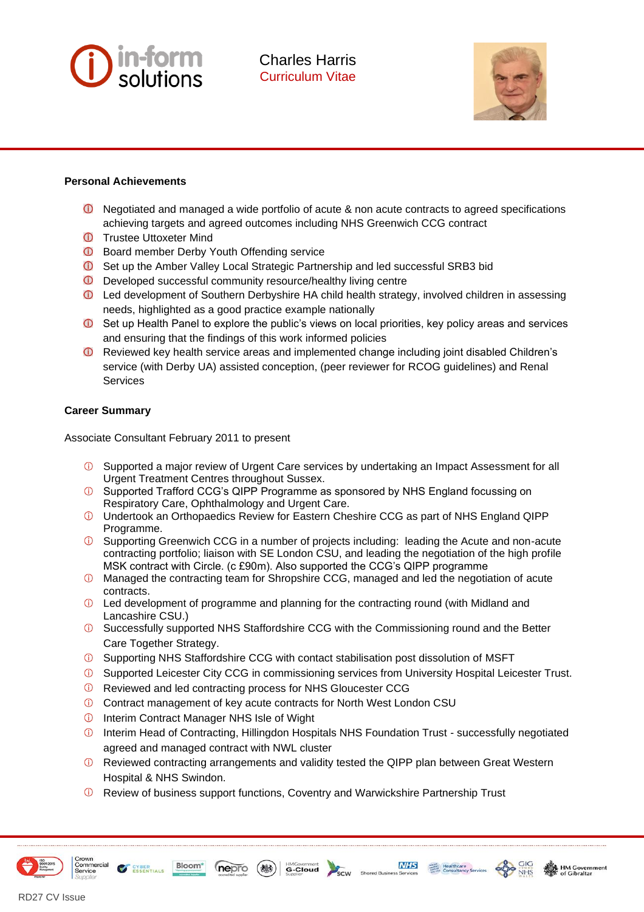Charles Harris
Curriculum Vitae

**Personal Achievements**

- Negotiated and managed a wide portfolio of acute & non acute contracts to agreed specifications achieving targets and agreed outcomes including NHS Greenwich CCG contract
- Trustee Uttoxeter Mind
- Board member Derby Youth Offending service
- Set up the Amber Valley Local Strategic Partnership and led successful SRB3 bid
- Developed successful community resource/healthy living centre
- Led development of Southern Derbyshire HA child health strategy, involved children in assessing needs, highlighted as a good practice example nationally
- Set up Health Panel to explore the public's views on local priorities, key policy areas and services and ensuring that the findings of this work informed policies
- Reviewed key health service areas and implemented change including joint disabled Children's service (with Derby UA) assisted conception, (peer reviewer for RCOG guidelines) and Renal Services

**Career Summary**

Associate Consultant February 2011 to present

- Supported a major review of Urgent Care services by undertaking an Impact Assessment for all Urgent Treatment Centres throughout Sussex.
- Supported Trafford CCG's QIPP Programme as sponsored by NHS England focussing on Respiratory Care, Ophthalmology and Urgent Care.
- Undertook an Orthopaedics Review for Eastern Cheshire CCG as part of NHS England QIPP Programme.
- Supporting Greenwich CCG in a number of projects including: leading the Acute and non-acute contracting portfolio; liaison with SE London CSU, and leading the negotiation of the high profile MSK contract with Circle. (c £90m). Also supported the CCG's QIPP programme
- Managed the contracting team for Shropshire CCG, managed and led the negotiation of acute contracts.
- Led development of programme and planning for the contracting round (with Midland and Lancashire CSU.)
- Successfully supported NHS Staffordshire CCG with the Commissioning round and the Better Care Together Strategy.
- Supporting NHS Staffordshire CCG with contact stabilisation post dissolution of MSFT
- Supported Leicester City CCG in commissioning services from University Hospital Leicester Trust.
- Reviewed and led contracting process for NHS Gloucester CCG
- Contract management of key acute contracts for North West London CSU
- Interim Contract Manager NHS Isle of Wight
- Interim Head of Contracting, Hillingdon Hospitals NHS Foundation Trust - successfully negotiated agreed and managed contract with NWL cluster
- Reviewed contracting arrangements and validity tested the QIPP plan between Great Western Hospital & NHS Swindon.
- Review of business support functions, Coventry and Warwickshire Partnership Trust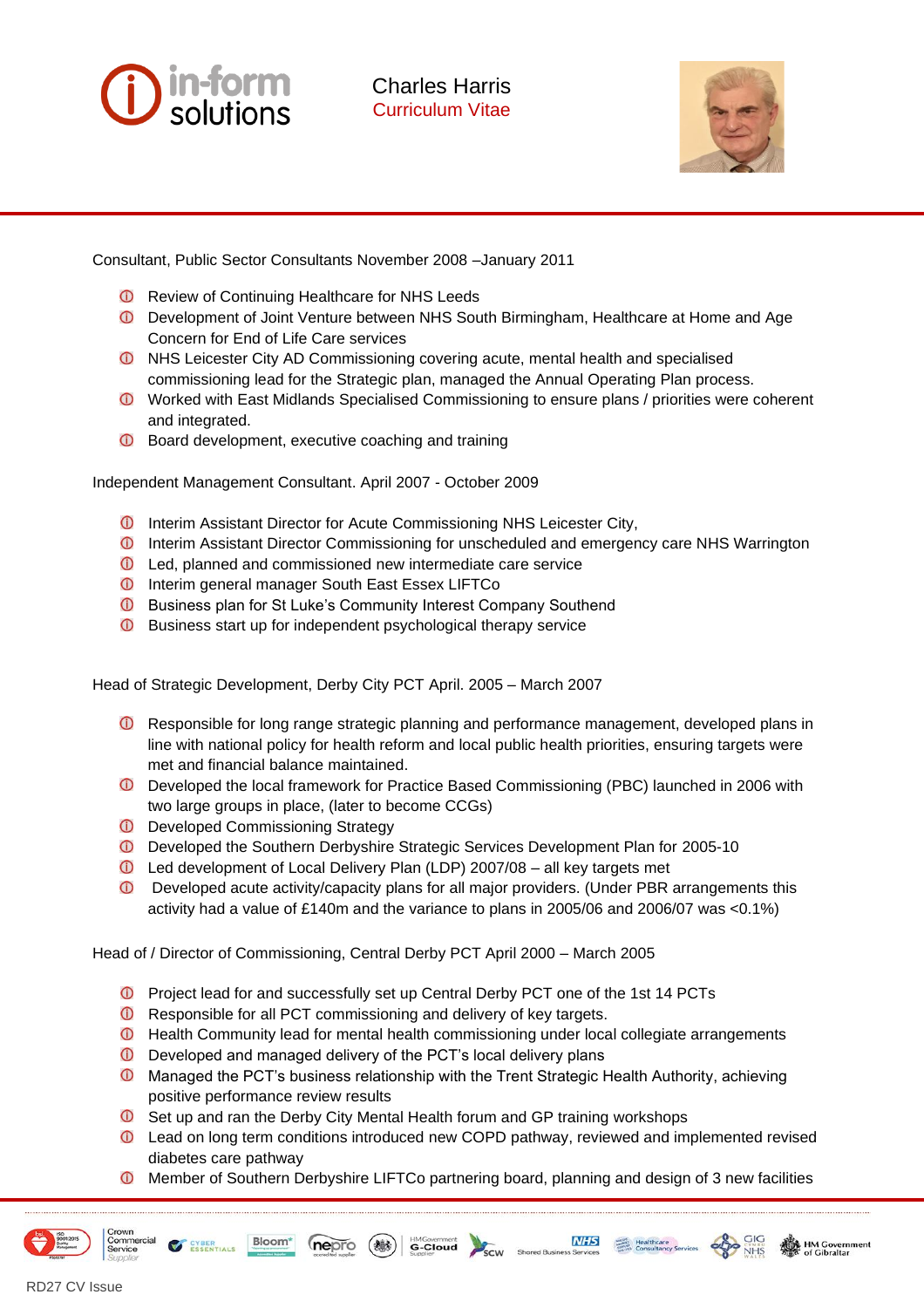Consultant, Public Sector Consultants November 2008 –January 2011

- Review of Continuing Healthcare for NHS Leeds
- Development of Joint Venture between NHS South Birmingham, Healthcare at Home and Age Concern for End of Life Care services
- NHS Leicester City AD Commissioning covering acute, mental health and specialised commissioning lead for the Strategic plan, managed the Annual Operating Plan process.
- Worked with East Midlands Specialised Commissioning to ensure plans / priorities were coherent and integrated.
- Board development, executive coaching and training

Independent Management Consultant. April 2007 - October 2009

- Interim Assistant Director for Acute Commissioning NHS Leicester City,
- Interim Assistant Director for Commissioning for unscheduled and emergency care NHS Warrington
- Led, planned and commissioned new intermediate care service
- Interim general manager South East Essex LIFTCo
- Business plan for St Luke's Community Interest Company Southend
- Business start up for independent psychological therapy service

Head of Strategic Development, Derby City PCT April. 2005 – March 2007

- Responsible for long range strategic planning and performance management, developed plans in line with national policy for health reform and local public health priorities, ensuring targets were met and financial balance maintained.
- Developed the local framework for Practice Based Commissioning (PBC) launched in 2006 with two large groups in place, (later to become CCGs)
- Developed Commissioning Strategy
- Developed the Southern Derbyshire Strategic Services Development Plan for 2005-10
- Led development of Local Delivery Plan (LDP) 2007/08 – all key targets met
- Developed acute activity/capacity plans for all major providers. (Under PBR arrangements this activity had a value of £140m and the variance to plans in 2005/06 and 2006/07 was <0.1%)

Head of / Director of Commissioning, Central Derby PCT April 2000 – March 2005

- Project lead for and successfully set up Central Derby PCT one of the 1st 14 PCTs
- Responsible for all PCT commissioning and delivery of key targets.
- Health Community lead for mental health commissioning under local collegiate arrangements
- Developed and managed delivery of the PCT's local delivery plans
- Managed the PCT's business relationship with the Trent Strategic Health Authority, achieving positive performance review results
- Set up and ran the Derby City Mental Health forum and GP training workshops
- Lead on long term conditions introduced new COPD pathway, reviewed and implemented revised diabetes care pathway
- Member of Southern Derbyshire LIFTCo partnering board, planning and design of 3 new facilities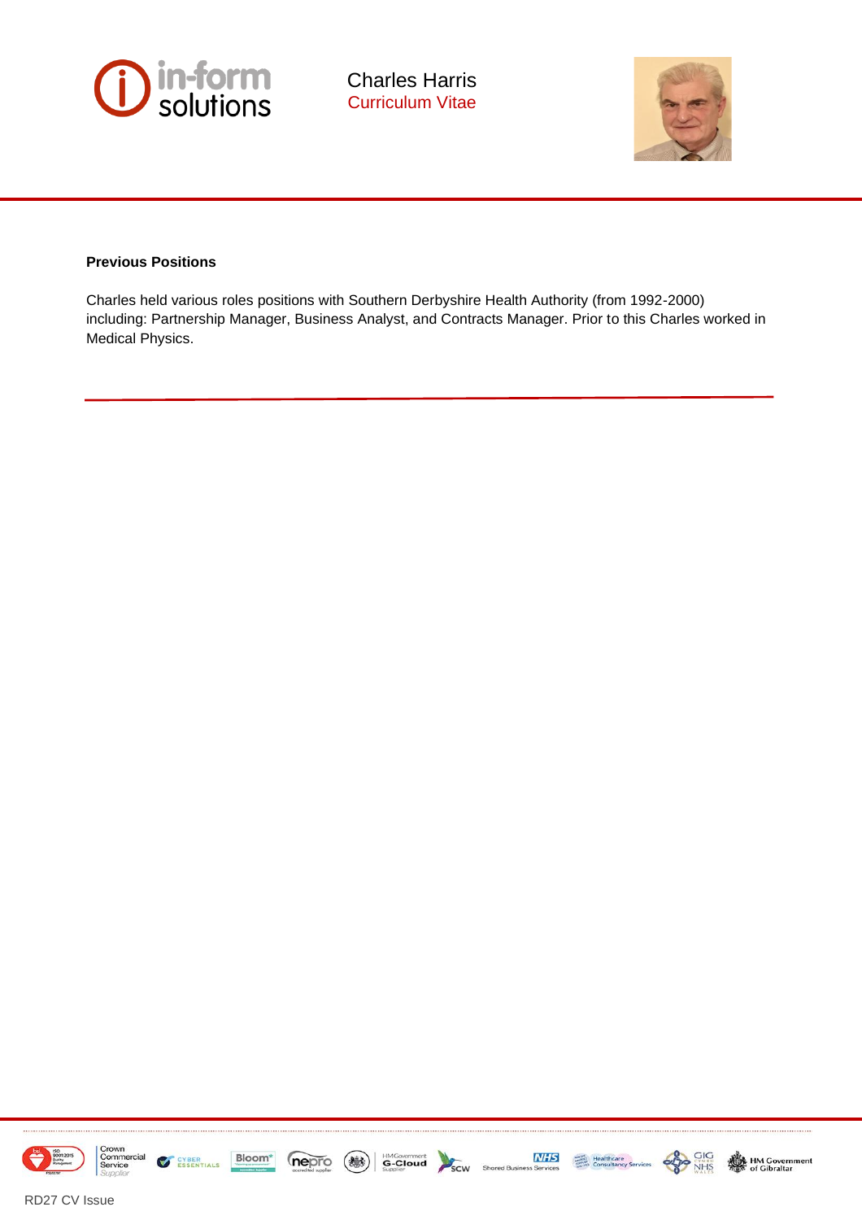**Previous Positions**

Charles held various roles positions with Southern Derbyshire Health Authority (from 1992-2000) including: Partnership Manager, Business Analyst, and Contracts Manager. Prior to this Charles worked in Medical Physics.